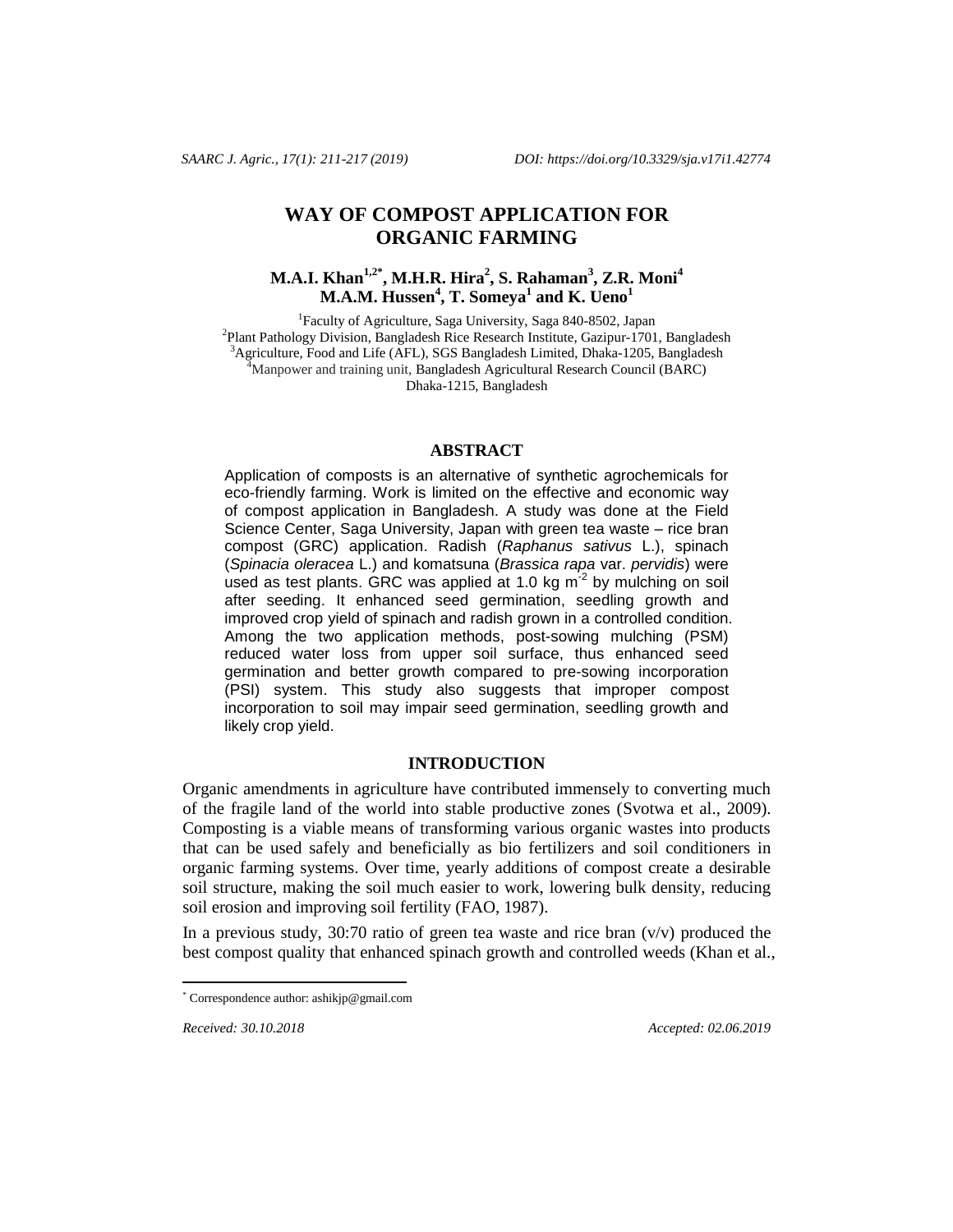# WAY OF COMPOST APPLICATION FOR ORGANIC FARMING

**M.A.I. Khan[1,2*], M.H.R. Hira[2], S. Rahaman[3], Z.R. Moni[4] M.A.M. Hussen[4], T. Someya[1] and K. Ueno[1]**

[1]Faculty of Agriculture, Saga University, Saga 840-8502, Japan
[2]Plant Pathology Division, Bangladesh Rice Research Institute, Gazipur-1701, Bangladesh
[3]Agriculture, Food and Life (AFL), SGS Bangladesh Limited, Dhaka-1205, Bangladesh
[4]Manpower and training unit, Bangladesh Agricultural Research Council (BARC) Dhaka-1215, Bangladesh

## ABSTRACT

Application of composts is an alternative of synthetic agrochemicals for eco-friendly farming. Work is limited on the effective and economic way of compost application in Bangladesh. A study was done at the Field Science Center, Saga University, Japan with green tea waste – rice bran compost (GRC) application. Radish (*Raphanus sativus* L.), spinach (*Spinacia oleracea* L.) and komatsuna (*Brassica rapa* var. *pervidis*) were used as test plants. GRC was applied at 1.0 kg $m^{-2}$ by mulching on soil after seeding. It enhanced seed germination, seedling growth and improved crop yield of spinach and radish grown in a controlled condition. Among the two application methods, post-sowing mulching (PSM) reduced water loss from upper soil surface, thus enhanced seed germination and better growth compared to pre-sowing incorporation (PSI) system. This study also suggests that improper compost incorporation to soil may impair seed germination, seedling growth and likely crop yield.

## INTRODUCTION

Organic amendments in agriculture have contributed immensely to converting much of the fragile land of the world into stable productive zones (Svotwa et al., 2009). Composting is a viable means of transforming various organic wastes into products that can be used safely and beneficially as bio fertilizers and soil conditioners in organic farming systems. Over time, yearly additions of compost create a desirable soil structure, making the soil much easier to work, lowering bulk density, reducing soil erosion and improving soil fertility (FAO, 1987).

In a previous study, 30:70 ratio of green tea waste and rice bran (v/v) produced the best compost quality that enhanced spinach growth and controlled weeds (Khan et al.,

* Correspondence author: ashikjp@gmail.com

*Received: 30.10.2018* *Accepted: 02.06.2019*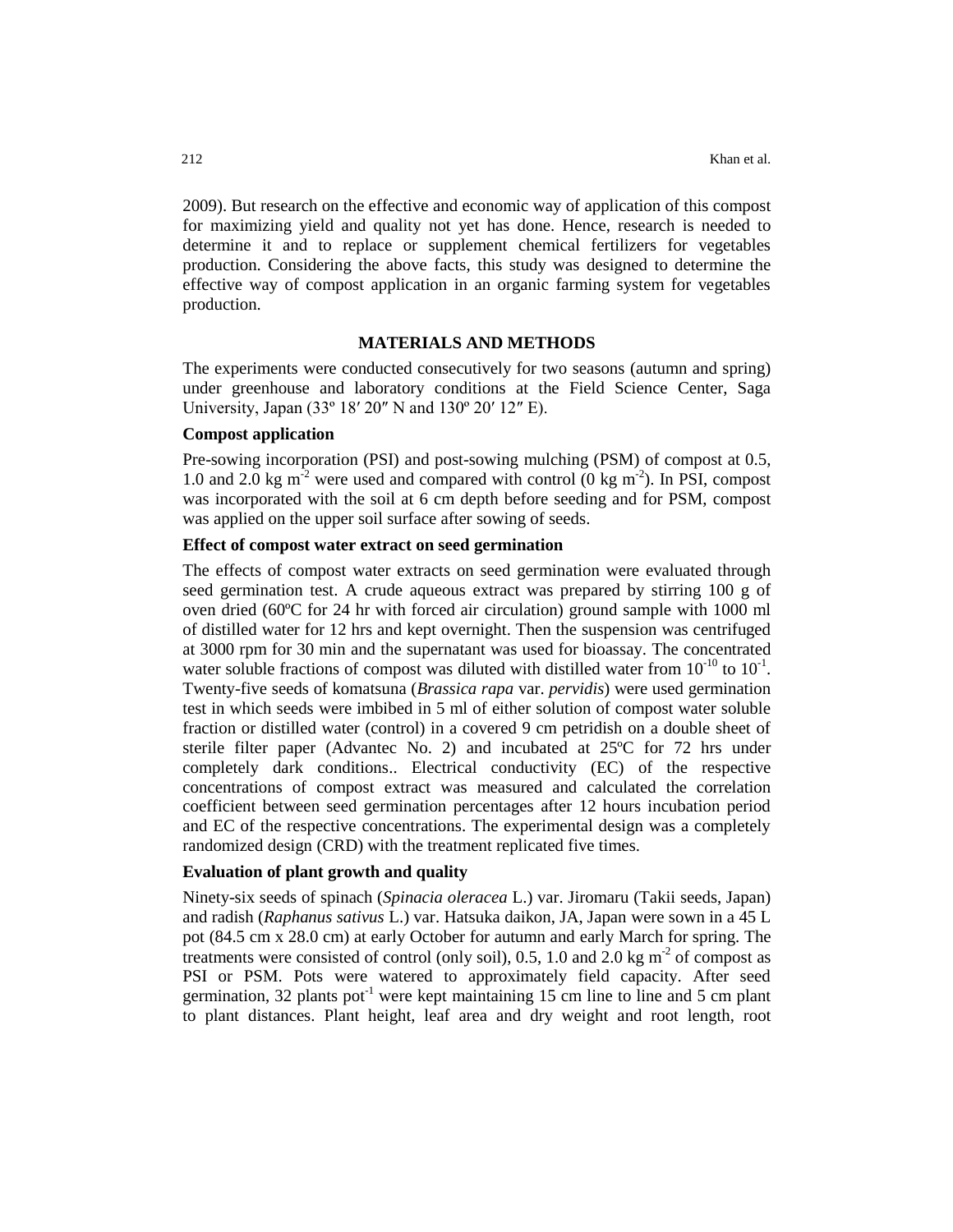2009). But research on the effective and economic way of application of this compost for maximizing yield and quality not yet has done. Hence, research is needed to determine it and to replace or supplement chemical fertilizers for vegetables production. Considering the above facts, this study was designed to determine the effective way of compost application in an organic farming system for vegetables production.

## MATERIALS AND METHODS

The experiments were conducted consecutively for two seasons (autumn and spring) under greenhouse and laboratory conditions at the Field Science Center, Saga University, Japan (33º 18′ 20″ N and 130º 20′ 12″ E).

### Compost application

Pre-sowing incorporation (PSI) and post-sowing mulching (PSM) of compost at 0.5, 1.0 and 2.0 kg $m^{-2}$ were used and compared with control (0 kg $m^{-2}$). In PSI, compost was incorporated with the soil at 6 cm depth before seeding and for PSM, compost was applied on the upper soil surface after sowing of seeds.

### Effect of compost water extract on seed germination

The effects of compost water extracts on seed germination were evaluated through seed germination test. A crude aqueous extract was prepared by stirring 100 g of oven dried (60ºC for 24 hr with forced air circulation) ground sample with 1000 ml of distilled water for 12 hrs and kept overnight. Then the suspension was centrifuged at 3000 rpm for 30 min and the supernatant was used for bioassay. The concentrated water soluble fractions of compost was diluted with distilled water from $10^{-10}$ to $10^{-1}$. Twenty-five seeds of komatsuna (*Brassica rapa* var. *pervidis*) were used germination test in which seeds were imbibed in 5 ml of either solution of compost water soluble fraction or distilled water (control) in a covered 9 cm petridish on a double sheet of sterile filter paper (Advantec No. 2) and incubated at 25ºC for 72 hrs under completely dark conditions.. Electrical conductivity (EC) of the respective concentrations of compost extract was measured and calculated the correlation coefficient between seed germination percentages after 12 hours incubation period and EC of the respective concentrations. The experimental design was a completely randomized design (CRD) with the treatment replicated five times.

### Evaluation of plant growth and quality

Ninety-six seeds of spinach (*Spinacia oleracea* L.) var. Jiromaru (Takii seeds, Japan) and radish (*Raphanus sativus* L.) var. Hatsuka daikon, JA, Japan were sown in a 45 L pot (84.5 cm x 28.0 cm) at early October for autumn and early March for spring. The treatments were consisted of control (only soil), 0.5, 1.0 and 2.0 kg $m^{-2}$ of compost as PSI or PSM. Pots were watered to approximately field capacity. After seed germination, 32 plants $pot^{-1}$ were kept maintaining 15 cm line to line and 5 cm plant to plant distances. Plant height, leaf area and dry weight and root length, root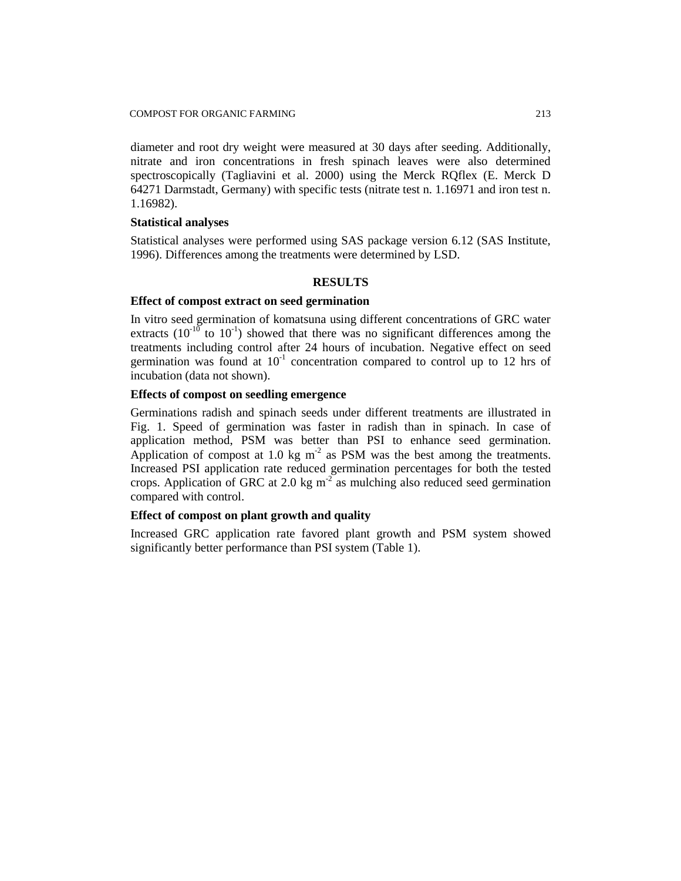diameter and root dry weight were measured at 30 days after seeding. Additionally, nitrate and iron concentrations in fresh spinach leaves were also determined spectroscopically (Tagliavini et al. 2000) using the Merck RQflex (E. Merck D 64271 Darmstadt, Germany) with specific tests (nitrate test n. 1.16971 and iron test n. 1.16982).

### Statistical analyses

Statistical analyses were performed using SAS package version 6.12 (SAS Institute, 1996). Differences among the treatments were determined by LSD.

## RESULTS

### Effect of compost extract on seed germination

In vitro seed germination of komatsuna using different concentrations of GRC water extracts ($10^{-10}$ to $10^{-1}$) showed that there was no significant differences among the treatments including control after 24 hours of incubation. Negative effect on seed germination was found at $10^{-1}$ concentration compared to control up to 12 hrs of incubation (data not shown).

### Effects of compost on seedling emergence

Germinations radish and spinach seeds under different treatments are illustrated in Fig. 1. Speed of germination was faster in radish than in spinach. In case of application method, PSM was better than PSI to enhance seed germination. Application of compost at 1.0 kg $m^{-2}$ as PSM was the best among the treatments. Increased PSI application rate reduced germination percentages for both the tested crops. Application of GRC at 2.0 kg $m^{-2}$ as mulching also reduced seed germination compared with control.

### Effect of compost on plant growth and quality

Increased GRC application rate favored plant growth and PSM system showed significantly better performance than PSI system (Table 1).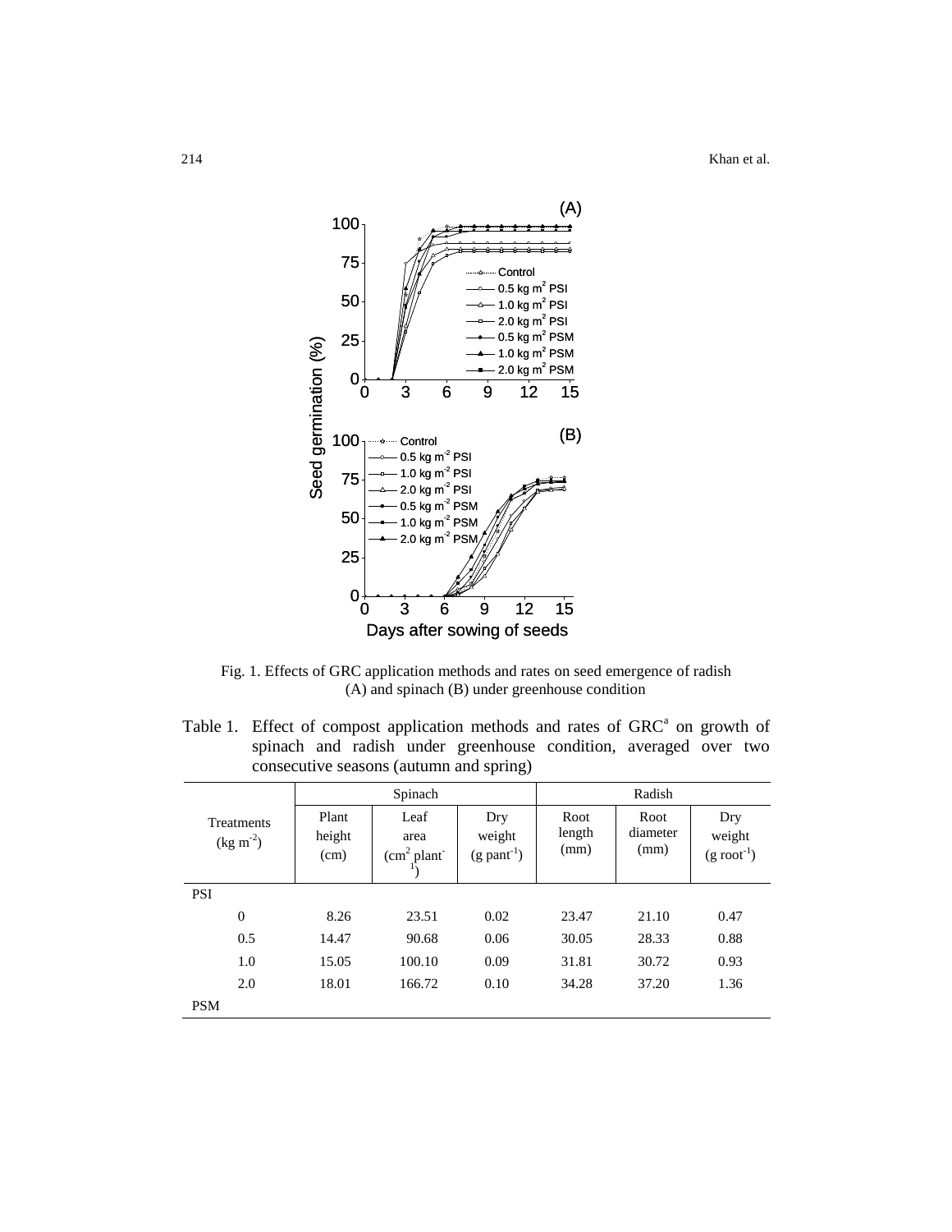Fig. 1. Effects of GRC application methods and rates on seed emergence of radish (A) and spinach (B) under greenhouse condition

Table 1. Effect of compost application methods and rates of GRC[a] on growth of spinach and radish under greenhouse condition, averaged over two consecutive seasons (autumn and spring)

| Treatments (kg m$^{-2}$) | Spinach | | | Radish | | |
|---|---|---|---|---|---|---|
| | Plant height (cm) | Leaf area (cm$^2$ plant$^{-1}$) | Dry weight (g pant$^{-1}$) | Root length (mm) | Root diameter (mm) | Dry weight (g root$^{-1}$) |
| PSI | | | | | | |
| 0 | 8.26 | 23.51 | 0.02 | 23.47 | 21.10 | 0.47 |
| 0.5 | 14.47 | 90.68 | 0.06 | 30.05 | 28.33 | 0.88 |
| 1.0 | 15.05 | 100.10 | 0.09 | 31.81 | 30.72 | 0.93 |
| 2.0 | 18.01 | 166.72 | 0.10 | 34.28 | 37.20 | 1.36 |
| PSM | | | | | | |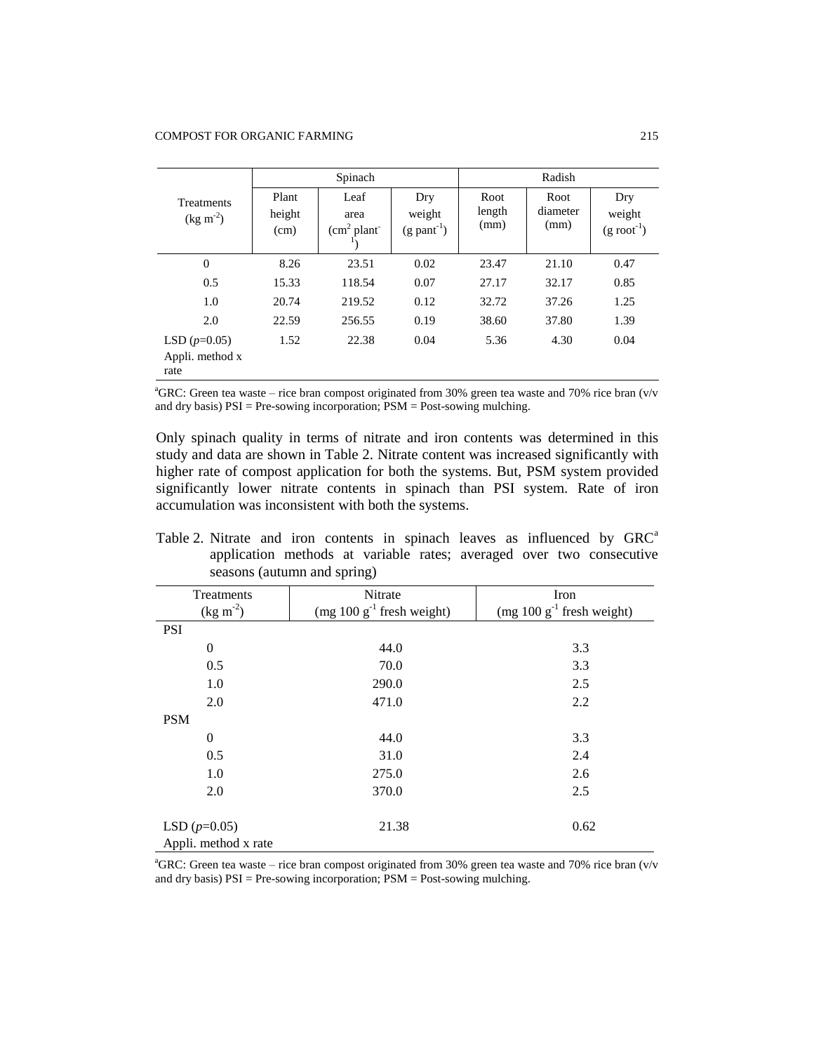| Treatments ($kg\ m^{-2}$) | Spinach | | | Radish | | |
|---|---|---|---|---|---|---|
| | Plant height (cm) | Leaf area ($cm^2$ $plant^{-1}$) | Dry weight ($g\ pant^{-1}$) | Root length (mm) | Root diameter (mm) | Dry weight ($g\ root^{-1}$) |
| 0 | 8.26 | 23.51 | 0.02 | 23.47 | 21.10 | 0.47 |
| 0.5 | 15.33 | 118.54 | 0.07 | 27.17 | 32.17 | 0.85 |
| 1.0 | 20.74 | 219.52 | 0.12 | 32.72 | 37.26 | 1.25 |
| 2.0 | 22.59 | 256.55 | 0.19 | 38.60 | 37.80 | 1.39 |
| LSD (*p*=0.05) Appli. method x rate | 1.52 | 22.38 | 0.04 | 5.36 | 4.30 | 0.04 |

[a]GRC: Green tea waste – rice bran compost originated from 30% green tea waste and 70% rice bran (v/v and dry basis) PSI = Pre-sowing incorporation; PSM = Post-sowing mulching.

Only spinach quality in terms of nitrate and iron contents was determined in this study and data are shown in Table 2. Nitrate content was increased significantly with higher rate of compost application for both the systems. But, PSM system provided significantly lower nitrate contents in spinach than PSI system. Rate of iron accumulation was inconsistent with both the systems.

Table 2. Nitrate and iron contents in spinach leaves as influenced by GRC[a] application methods at variable rates; averaged over two consecutive seasons (autumn and spring)

| Treatments ($kg\ m^{-2}$) | Nitrate ($mg\ 100\ g^{-1}$ fresh weight) | Iron ($mg\ 100\ g^{-1}$ fresh weight) |
|---|---|---|
| PSI | | |
| 0 | 44.0 | 3.3 |
| 0.5 | 70.0 | 3.3 |
| 1.0 | 290.0 | 2.5 |
| 2.0 | 471.0 | 2.2 |
| PSM | | |
| 0 | 44.0 | 3.3 |
| 0.5 | 31.0 | 2.4 |
| 1.0 | 275.0 | 2.6 |
| 2.0 | 370.0 | 2.5 |
| LSD (*p*=0.05) Appli. method x rate | 21.38 | 0.62 |

[a]GRC: Green tea waste – rice bran compost originated from 30% green tea waste and 70% rice bran (v/v and dry basis) PSI = Pre-sowing incorporation; PSM = Post-sowing mulching.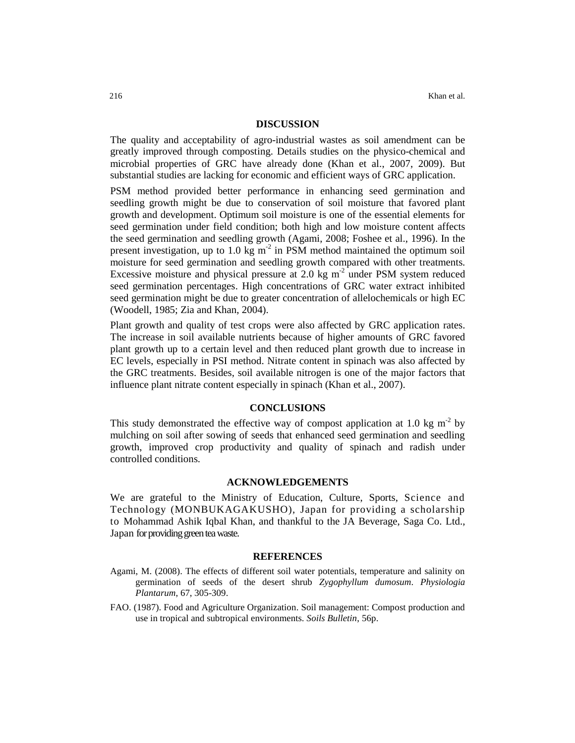## DISCUSSION

The quality and acceptability of agro-industrial wastes as soil amendment can be greatly improved through composting. Details studies on the physico-chemical and microbial properties of GRC have already done (Khan et al., 2007, 2009). But substantial studies are lacking for economic and efficient ways of GRC application.

PSM method provided better performance in enhancing seed germination and seedling growth might be due to conservation of soil moisture that favored plant growth and development. Optimum soil moisture is one of the essential elements for seed germination under field condition; both high and low moisture content affects the seed germination and seedling growth (Agami, 2008; Foshee et al., 1996). In the present investigation, up to 1.0 kg $m^{-2}$ in PSM method maintained the optimum soil moisture for seed germination and seedling growth compared with other treatments. Excessive moisture and physical pressure at 2.0 kg $m^{-2}$ under PSM system reduced seed germination percentages. High concentrations of GRC water extract inhibited seed germination might be due to greater concentration of allelochemicals or high EC (Woodell, 1985; Zia and Khan, 2004).

Plant growth and quality of test crops were also affected by GRC application rates. The increase in soil available nutrients because of higher amounts of GRC favored plant growth up to a certain level and then reduced plant growth due to increase in EC levels, especially in PSI method. Nitrate content in spinach was also affected by the GRC treatments. Besides, soil available nitrogen is one of the major factors that influence plant nitrate content especially in spinach (Khan et al., 2007).

## CONCLUSIONS

This study demonstrated the effective way of compost application at 1.0 kg $m^{-2}$ by mulching on soil after sowing of seeds that enhanced seed germination and seedling growth, improved crop productivity and quality of spinach and radish under controlled conditions.

## ACKNOWLEDGEMENTS

We are grateful to the Ministry of Education, Culture, Sports, Science and Technology (MONBUKAGAKUSHO), Japan for providing a scholarship to Mohammad Ashik Iqbal Khan, and thankful to the JA Beverage, Saga Co. Ltd., Japan for providing green tea waste.

## REFERENCES

Agami, M. (2008). The effects of different soil water potentials, temperature and salinity on germination of seeds of the desert shrub *Zygophyllum dumosum*. *Physiologia Plantarum*, 67, 305-309.

FAO. (1987). Food and Agriculture Organization. Soil management: Compost production and use in tropical and subtropical environments. *Soils Bulletin*, 56p.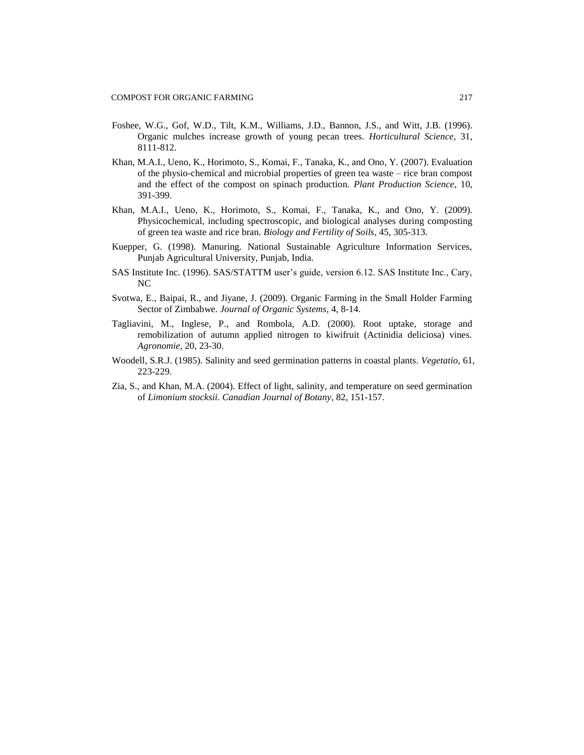Foshee, W.G., Gof, W.D., Tilt, K.M., Williams, J.D., Bannon, J.S., and Witt, J.B. (1996). Organic mulches increase growth of young pecan trees. *Horticultural Science*, 31, 8111-812.

Khan, M.A.I., Ueno, K., Horimoto, S., Komai, F., Tanaka, K., and Ono, Y. (2007). Evaluation of the physio-chemical and microbial properties of green tea waste – rice bran compost and the effect of the compost on spinach production. *Plant Production Science*, 10, 391-399.

Khan, M.A.I., Ueno, K., Horimoto, S., Komai, F., Tanaka, K., and Ono, Y. (2009). Physicochemical, including spectroscopic, and biological analyses during composting of green tea waste and rice bran. *Biology and Fertility of Soils*, 45, 305-313.

Kuepper, G. (1998). Manuring. National Sustainable Agriculture Information Services, Punjab Agricultural University, Punjab, India.

SAS Institute Inc. (1996). SAS/STATTM user's guide, version 6.12. SAS Institute Inc., Cary, NC

Svotwa, E., Baipai, R., and Jiyane, J. (2009). Organic Farming in the Small Holder Farming Sector of Zimbabwe. *Journal of Organic Systems*, 4, 8-14.

Tagliavini, M., Inglese, P., and Rombola, A.D. (2000). Root uptake, storage and remobilization of autumn applied nitrogen to kiwifruit (Actinidia deliciosa) vines. *Agronomie*, 20, 23-30.

Woodell, S.R.J. (1985). Salinity and seed germination patterns in coastal plants. *Vegetatio*, 61, 223-229.

Zia, S., and Khan, M.A. (2004). Effect of light, salinity, and temperature on seed germination of *Limonium stocksii*. *Canadian Journal of Botany*, 82, 151-157.